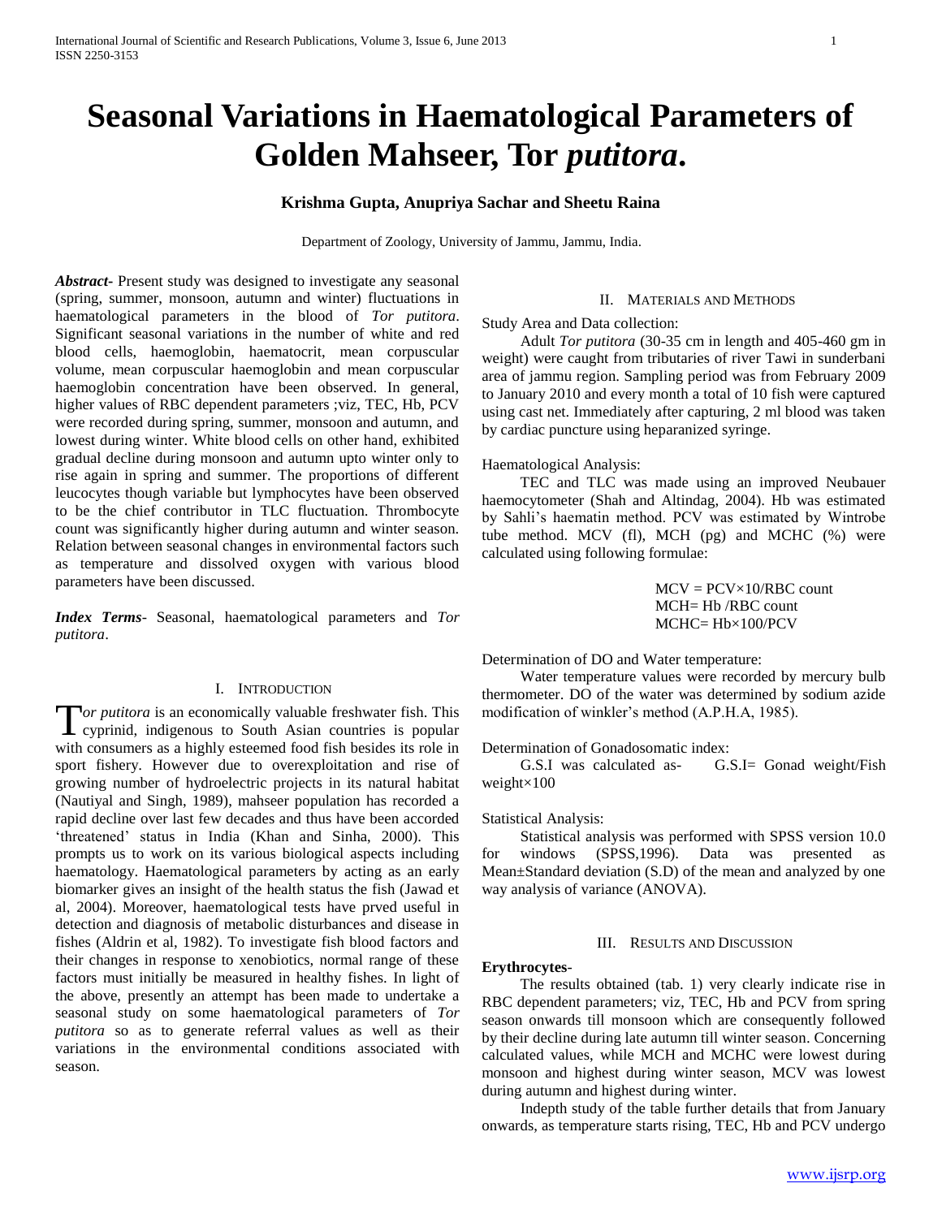# Seasonal Variations in Haematological Parameters of Golden Mahseer, Tor *putitora*.

**Krishma Gupta, Anupriya Sachar and Sheetu Raina**

Department of Zoology, University of Jammu, Jammu, India.

***Abstract***- Present study was designed to investigate any seasonal (spring, summer, monsoon, autumn and winter) fluctuations in haematological parameters in the blood of *Tor putitora*. Significant seasonal variations in the number of white and red blood cells, haemoglobin, haematocrit, mean corpuscular volume, mean corpuscular haemoglobin and mean corpuscular haemoglobin concentration have been observed. In general, higher values of RBC dependent parameters ;viz, TEC, Hb, PCV were recorded during spring, summer, monsoon and autumn, and lowest during winter. White blood cells on other hand, exhibited gradual decline during monsoon and autumn upto winter only to rise again in spring and summer. The proportions of different leucocytes though variable but lymphocytes have been observed to be the chief contributor in TLC fluctuation. Thrombocyte count was significantly higher during autumn and winter season. Relation between seasonal changes in environmental factors such as temperature and dissolved oxygen with various blood parameters have been discussed.

***Index Terms***- Seasonal, haematological parameters and *Tor putitora*.

## I. Introduction

*Tor putitora* is an economically valuable freshwater fish. This cyprinid, indigenous to South Asian countries is popular with consumers as a highly esteemed food fish besides its role in sport fishery. However due to overexploitation and rise of growing number of hydroelectric projects in its natural habitat (Nautiyal and Singh, 1989), mahseer population has recorded a rapid decline over last few decades and thus have been accorded 'threatened' status in India (Khan and Sinha, 2000). This prompts us to work on its various biological aspects including haematology. Haematological parameters by acting as an early biomarker gives an insight of the health status the fish (Jawad et al, 2004). Moreover, haematological tests have prved useful in detection and diagnosis of metabolic disturbances and disease in fishes (Aldrin et al, 1982). To investigate fish blood factors and their changes in response to xenobiotics, normal range of these factors must initially be measured in healthy fishes. In light of the above, presently an attempt has been made to undertake a seasonal study on some haematological parameters of *Tor putitora* so as to generate referral values as well as their variations in the environmental conditions associated with season.

## II. Materials and Methods

Study Area and Data collection:

Adult *Tor putitora* (30-35 cm in length and 405-460 gm in weight) were caught from tributaries of river Tawi in sunderbani area of jammu region. Sampling period was from February 2009 to January 2010 and every month a total of 10 fish were captured using cast net. Immediately after capturing, 2 ml blood was taken by cardiac puncture using heparanized syringe.

Haematological Analysis:

TEC and TLC was made using an improved Neubauer haemocytometer (Shah and Altindag, 2004). Hb was estimated by Sahli's haematin method. PCV was estimated by Wintrobe tube method. MCV (fl), MCH (pg) and MCHC (%) were calculated using following formulae:

$$MCV = PCV \times 10/\text{RBC count}$$
$$MCH = Hb/\text{RBC count}$$
$$MCHC = Hb \times 100/PCV$$

Determination of DO and Water temperature:

Water temperature values were recorded by mercury bulb thermometer. DO of the water was determined by sodium azide modification of winkler's method (A.P.H.A, 1985).

Determination of Gonadosomatic index:

G.S.I was calculated as- G.S.I= Gonad weight/Fish weight×100

Statistical Analysis:

Statistical analysis was performed with SPSS version 10.0 for windows (SPSS,1996). Data was presented as Mean±Standard deviation (S.D) of the mean and analyzed by one way analysis of variance (ANOVA).

## III. Results and Discussion

**Erythrocytes**-

The results obtained (tab. 1) very clearly indicate rise in RBC dependent parameters; viz, TEC, Hb and PCV from spring season onwards till monsoon which are consequently followed by their decline during late autumn till winter season. Concerning calculated values, while MCH and MCHC were lowest during monsoon and highest during winter season, MCV was lowest during autumn and highest during winter.

Indepth study of the table further details that from January onwards, as temperature starts rising, TEC, Hb and PCV undergo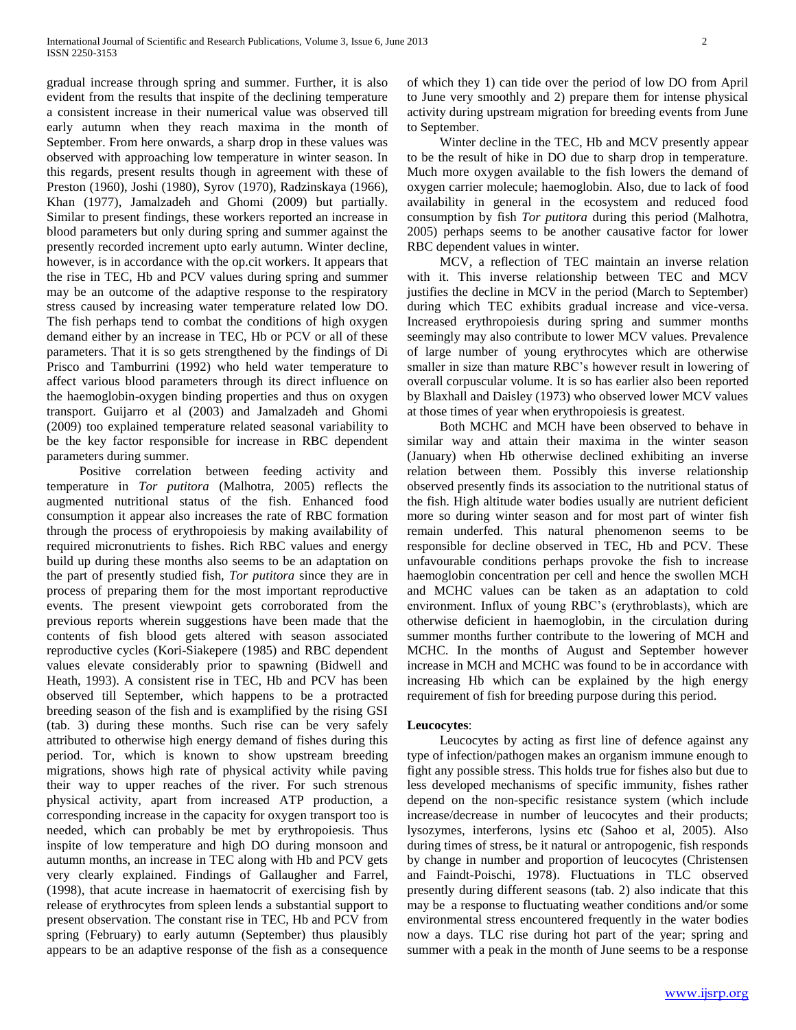gradual increase through spring and summer. Further, it is also evident from the results that inspite of the declining temperature a consistent increase in their numerical value was observed till early autumn when they reach maxima in the month of September. From here onwards, a sharp drop in these values was observed with approaching low temperature in winter season. In this regards, present results though in agreement with these of Preston (1960), Joshi (1980), Syrov (1970), Radzinskaya (1966), Khan (1977), Jamalzadeh and Ghomi (2009) but partially. Similar to present findings, these workers reported an increase in blood parameters but only during spring and summer against the presently recorded increment upto early autumn. Winter decline, however, is in accordance with the op.cit workers. It appears that the rise in TEC, Hb and PCV values during spring and summer may be an outcome of the adaptive response to the respiratory stress caused by increasing water temperature related low DO. The fish perhaps tend to combat the conditions of high oxygen demand either by an increase in TEC, Hb or PCV or all of these parameters. That it is so gets strengthened by the findings of Di Prisco and Tamburrini (1992) who held water temperature to affect various blood parameters through its direct influence on the haemoglobin-oxygen binding properties and thus on oxygen transport. Guijarro et al (2003) and Jamalzadeh and Ghomi (2009) too explained temperature related seasonal variability to be the key factor responsible for increase in RBC dependent parameters during summer.

Positive correlation between feeding activity and temperature in *Tor putitora* (Malhotra, 2005) reflects the augmented nutritional status of the fish. Enhanced food consumption it appear also increases the rate of RBC formation through the process of erythropoiesis by making availability of required micronutrients to fishes. Rich RBC values and energy build up during these months also seems to be an adaptation on the part of presently studied fish, *Tor putitora* since they are in process of preparing them for the most important reproductive events. The present viewpoint gets corroborated from the previous reports wherein suggestions have been made that the contents of fish blood gets altered with season associated reproductive cycles (Kori-Siakepere (1985) and RBC dependent values elevate considerably prior to spawning (Bidwell and Heath, 1993). A consistent rise in TEC, Hb and PCV has been observed till September, which happens to be a protracted breeding season of the fish and is examplified by the rising GSI (tab. 3) during these months. Such rise can be very safely attributed to otherwise high energy demand of fishes during this period. Tor, which is known to show upstream breeding migrations, shows high rate of physical activity while paving their way to upper reaches of the river. For such strenous physical activity, apart from increased ATP production, a corresponding increase in the capacity for oxygen transport too is needed, which can probably be met by erythropoiesis. Thus inspite of low temperature and high DO during monsoon and autumn months, an increase in TEC along with Hb and PCV gets very clearly explained. Findings of Gallaugher and Farrel, (1998), that acute increase in haematocrit of exercising fish by release of erythrocytes from spleen lends a substantial support to present observation. The constant rise in TEC, Hb and PCV from spring (February) to early autumn (September) thus plausibly appears to be an adaptive response of the fish as a consequence of which they 1) can tide over the period of low DO from April to June very smoothly and 2) prepare them for intense physical activity during upstream migration for breeding events from June to September.

Winter decline in the TEC, Hb and MCV presently appear to be the result of hike in DO due to sharp drop in temperature. Much more oxygen available to the fish lowers the demand of oxygen carrier molecule; haemoglobin. Also, due to lack of food availability in general in the ecosystem and reduced food consumption by fish *Tor putitora* during this period (Malhotra, 2005) perhaps seems to be another causative factor for lower RBC dependent values in winter.

MCV, a reflection of TEC maintain an inverse relation with it. This inverse relationship between TEC and MCV justifies the decline in MCV in the period (March to September) during which TEC exhibits gradual increase and vice-versa. Increased erythropoiesis during spring and summer months seemingly may also contribute to lower MCV values. Prevalence of large number of young erythrocytes which are otherwise smaller in size than mature RBC's however result in lowering of overall corpuscular volume. It is so has earlier also been reported by Blaxhall and Daisley (1973) who observed lower MCV values at those times of year when erythropoiesis is greatest.

Both MCHC and MCH have been observed to behave in similar way and attain their maxima in the winter season (January) when Hb otherwise declined exhibiting an inverse relation between them. Possibly this inverse relationship observed presently finds its association to the nutritional status of the fish. High altitude water bodies usually are nutrient deficient more so during winter season and for most part of winter fish remain underfed. This natural phenomenon seems to be responsible for decline observed in TEC, Hb and PCV. These unfavourable conditions perhaps provoke the fish to increase haemoglobin concentration per cell and hence the swollen MCH and MCHC values can be taken as an adaptation to cold environment. Influx of young RBC's (erythroblasts), which are otherwise deficient in haemoglobin, in the circulation during summer months further contribute to the lowering of MCH and MCHC. In the months of August and September however increase in MCH and MCHC was found to be in accordance with increasing Hb which can be explained by the high energy requirement of fish for breeding purpose during this period.

**Leucocytes**:

Leucocytes by acting as first line of defence against any type of infection/pathogen makes an organism immune enough to fight any possible stress. This holds true for fishes also but due to less developed mechanisms of specific immunity, fishes rather depend on the non-specific resistance system (which include increase/decrease in number of leucocytes and their products; lysozymes, interferons, lysins etc (Sahoo et al, 2005). Also during times of stress, be it natural or antropogenic, fish responds by change in number and proportion of leucocytes (Christensen and Faindt-Poischi, 1978). Fluctuations in TLC observed presently during different seasons (tab. 2) also indicate that this may be a response to fluctuating weather conditions and/or some environmental stress encountered frequently in the water bodies now a days. TLC rise during hot part of the year; spring and summer with a peak in the month of June seems to be a response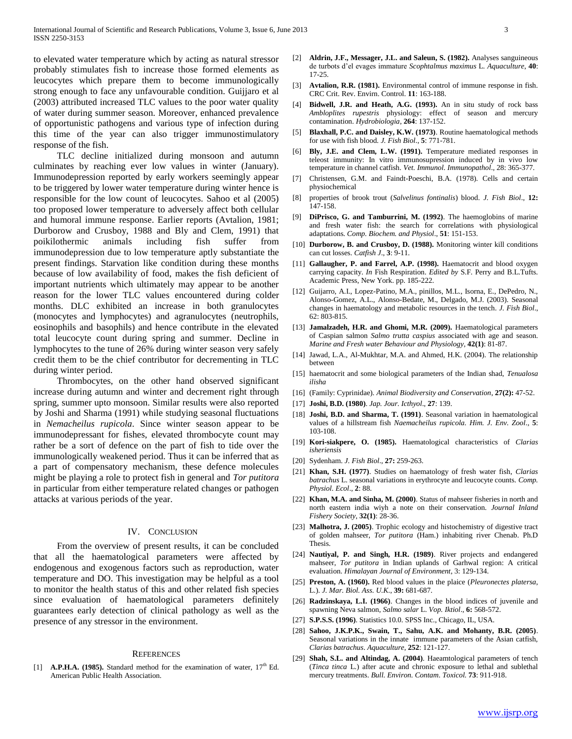to elevated water temperature which by acting as natural stressor probably stimulates fish to increase those formed elements as leucocytes which prepare them to become immunologically strong enough to face any unfavourable condition. Guijjaro et al (2003) attributed increased TLC values to the poor water quality of water during summer season. Moreover, enhanced prevalence of opportunistic pathogens and various type of infection during this time of the year can also trigger immunostimulatory response of the fish.

TLC decline initialized during monsoon and autumn culminates by reaching ever low values in winter (January). Immunodepression reported by early workers seemingly appear to be triggered by lower water temperature during winter hence is responsible for the low count of leucocytes. Sahoo et al (2005) too proposed lower temperature to adversely affect both cellular and humoral immune response. Earlier reports (Avtalion, 1981; Durborow and Crusboy, 1988 and Bly and Clem, 1991) that poikilothermic animals including fish suffer from immunodepression due to low temperature aptly substantiate the present findings. Starvation like condition during these months because of low availability of food, makes the fish deficient of important nutrients which ultimately may appear to be another reason for the lower TLC values encountered during colder months. DLC exhibited an increase in both granulocytes (monocytes and lymphocytes) and agranulocytes (neutrophils, eosinophils and basophils) and hence contribute in the elevated total leucocyte count during spring and summer. Decline in lymphocytes to the tune of 26% during winter season very safely credit them to be the chief contributor for decrementing in TLC during winter period.

Thrombocytes, on the other hand observed significant increase during autumn and winter and decrement right through spring, summer upto monsoon. Similar results were also reported by Joshi and Sharma (1991) while studying seasonal fluctuations in *Nemacheilus rupicola*. Since winter season appear to be immunodepressant for fishes, elevated thrombocyte count may rather be a sort of defence on the part of fish to tide over the immunologically weakened period. Thus it can be inferred that as a part of compensatory mechanism, these defence molecules might be playing a role to protect fish in general and *Tor putitora* in particular from either temperature related changes or pathogen attacks at various periods of the year.

## IV. Conclusion

From the overview of present results, it can be concluded that all the haematological parameters were affected by endogenous and exogenous factors such as reproduction, water temperature and DO. This investigation may be helpful as a tool to monitor the health status of this and other related fish species since evaluation of haematological parameters definitely guarantees early detection of clinical pathology as well as the presence of any stressor in the environment.

## References

[1] **A.P.H.A. (1985).** Standard method for the examination of water, 17th Ed. American Public Health Association.

[2] **Aldrin, J.F., Messager, J.L. and Saleun, S. (1982).** Analyses sanguineous de turbots d'el evages immature *Scophtalmus maximus* L. *Aquaculture*, **40**: 17-25.

[3] **Avtalion, R.R. (1981).** Environmental control of immune response in fish. CRC Crit. Rev. Envirn. Control. **11**: 163-188.

[4] **Bidwell, J.R. and Heath, A.G. (1993).** An in situ study of rock bass *Ambloplites rupestris* physiology: effect of season and mercury contamination. *Hydrobiologia*, **264**: 137-152.

[5] **Blaxhall, P.C. and Daisley, K.W. (1973)**. Routine haematological methods for use with fish blood. *J. Fish Biol.*, **5**: 771-781.

[6] **Bly, J.E. and Clem, L.W. (1991).** Temperature mediated responses in teleost immunity: In vitro immunosupression induced by in vivo low temperature in channel catfish. *Vet. Immunol. Immunopathol*., 28: 365-377.

[7] Christensen, G.M. and Faindt-Poeschi, B.A. (1978). Cells and certain physiochemical

[8] properties of brook trout (*Salvelinus fontinalis*) blood. *J. Fish Biol*., **12:** 147-158.

[9] **DiPrisco, G. and Tamburrini, M. (1992)**. The haemoglobins of marine and fresh water fish: the search for correlations with physiological adaptations*. Comp. Biochem. and Physiol*., **51**: 151-153.

[10] **Durborow, B. and Crusboy, D. (1988).** Monitoring winter kill conditions can cut losses. *Catfish J*., **3**: 9-11.

[11] **Gallaugher, P. and Farrel, A.P. (1998).** Haematocrit and blood oxygen carrying capacity. *In* Fish Respiration. *Edited by* S.F. Perry and B.L.Tufts. Academic Press, New York. pp. 185-222.

[12] Guijarro, A.I., Lopez-Patino, M.A., pinillos, M.L., Isorna, E., DePedro, N., Alonso-Gomez, A.L., Alonso-Bedate, M., Delgado, M.J. (2003). Seasonal changes in haematology and metabolic resources in the tench. *J. Fish Biol*., 62: 803-815.

[13] **Jamalzadeh, H.R. and Ghomi, M.R. (2009).** Haematological parameters of Caspian salmon *Salmo trutta caspius* associated with age and season. *Marine and Fresh water Behaviour and Physiology*, **42(1)**: 81-87.

[14] Jawad, L.A., Al-Mukhtar, M.A. and Ahmed, H.K. (2004). The relationship between

[15] haematocrit and some biological parameters of the Indian shad, *Tenualosa ilisha*

[16] (Family: Cyprinidae). *Animal Biodiversity and Conservation*, **27(2):** 47-52.

[17] **Joshi, B.D. (1980)**. *Jap. Jour. Icthyol*., **27**: 139.

[18] **Joshi, B.D. and Sharma, T. (1991)**. Seasonal variation in haematological values of a hillstream fish *Naemacheilus rupicola. Him. J. Env. Zool.,* **5**: 103-108.

[19] **Kori-siakpere, O. (1985).** Haematological characteristics of *Clarias isheriensis*

[20] Sydenham. *J. Fish Biol*., **27:** 259-263.

[21] **Khan, S.H. (1977)**. Studies on haematology of fresh water fish, *Clarias batrachus* L. seasonal variations in erythrocyte and leucocyte counts. *Comp. Physiol. Ecol*., **2**: 88.

[22] **Khan, M.A. and Sinha, M. (2000)**. Status of mahseer fisheries in north and north eastern india wiyh a note on their conservation. *Journal Inland Fishery Society*, **32(1)**: 28-36.

[23] **Malhotra, J. (2005)**. Trophic ecology and histochemistry of digestive tract of golden mahseer, *Tor putitora* (Ham.) inhabiting river Chenab. Ph.D Thesis.

[24] **Nautiyal, P. and Singh, H.R. (1989)**. River projects and endangered mahseer, *Tor putitora* in Indian uplands of Garhwal region: A critical evaluation. *Himalayan Journal of Environment*, 3: 129-134.

[25] **Preston, A. (1960).** Red blood values in the plaice (*Pleuronectes platersa*, L.). *J. Mar. Biol. Ass. U.K*., **39:** 681-687.

[26] **Radzinskaya, L.I. (1966)**. Changes in the blood indices of juvenile and spawning Neva salmon, *Salmo salar* L. *Vop. Iktiol*., **6:** 568-572.

[27] **S.P.S.S. (1996)**. Statistics 10.0. SPSS Inc., Chicago, IL, USA.

[28] **Sahoo, J.K.P.K., Swain, T., Sahu, A.K. and Mohanty, B.R. (2005)**. Seasonal variations in the innate immune parameters of the Asian catfish, *Clarias batrachus*. *Aquaculture*, **252**: 121-127.

[29] **Shah, S.L. and Altindag, A. (2004)**. Haeamtological parameters of tench (*Tinca tinca* L.) after acute and chronic exposure to lethal and sublethal mercury treatments. *Bull. Environ. Contam. Toxicol.* **73**: 911-918.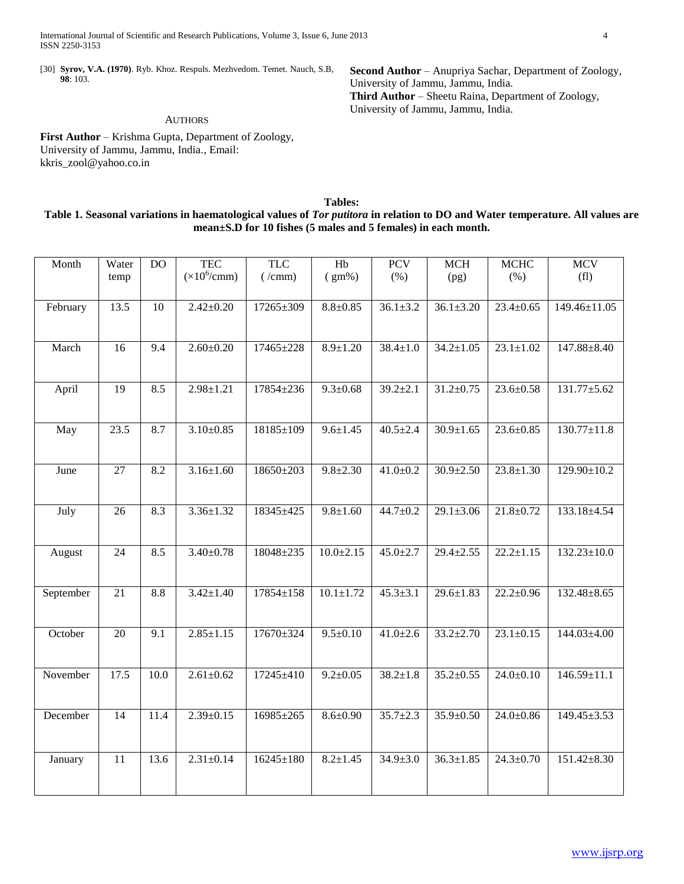[30] **Syrov, V.A. (1970)**. Ryb. Khoz. Respuls. Mezhvedom. Temet. Nauch, S.B, **98**: 103.

AUTHORS

**First Author** – Krishma Gupta, Department of Zoology, University of Jammu, Jammu, India., Email: kkris_zool@yahoo.co.in

**Second Author** – Anupriya Sachar, Department of Zoology, University of Jammu, Jammu, India.

**Third Author** – Sheetu Raina, Department of Zoology, University of Jammu, Jammu, India.

**Tables:**

**Table 1. Seasonal variations in haematological values of *Tor putitora* in relation to DO and Water temperature. All values are mean±S.D for 10 fishes (5 males and 5 females) in each month.**

| Month | Water temp | DO | TEC ($\times10^6$/cmm) | TLC ( /cmm) | Hb ( gm%) | PCV (%) | MCH (pg) | MCHC (%) | MCV (fl) |
|---|---|---|---|---|---|---|---|---|---|
| February | 13.5 | 10 | 2.42±0.20 | 17265±309 | 8.8±0.85 | 36.1±3.2 | 36.1±3.20 | 23.4±0.65 | 149.46±11.05 |
| March | 16 | 9.4 | 2.60±0.20 | 17465±228 | 8.9±1.20 | 38.4±1.0 | 34.2±1.05 | 23.1±1.02 | 147.88±8.40 |
| April | 19 | 8.5 | 2.98±1.21 | 17854±236 | 9.3±0.68 | 39.2±2.1 | 31.2±0.75 | 23.6±0.58 | 131.77±5.62 |
| May | 23.5 | 8.7 | 3.10±0.85 | 18185±109 | 9.6±1.45 | 40.5±2.4 | 30.9±1.65 | 23.6±0.85 | 130.77±11.8 |
| June | 27 | 8.2 | 3.16±1.60 | 18650±203 | 9.8±2.30 | 41.0±0.2 | 30.9±2.50 | 23.8±1.30 | 129.90±10.2 |
| July | 26 | 8.3 | 3.36±1.32 | 18345±425 | 9.8±1.60 | 44.7±0.2 | 29.1±3.06 | 21.8±0.72 | 133.18±4.54 |
| August | 24 | 8.5 | 3.40±0.78 | 18048±235 | 10.0±2.15 | 45.0±2.7 | 29.4±2.55 | 22.2±1.15 | 132.23±10.0 |
| September | 21 | 8.8 | 3.42±1.40 | 17854±158 | 10.1±1.72 | 45.3±3.1 | 29.6±1.83 | 22.2±0.96 | 132.48±8.65 |
| October | 20 | 9.1 | 2.85±1.15 | 17670±324 | 9.5±0.10 | 41.0±2.6 | 33.2±2.70 | 23.1±0.15 | 144.03±4.00 |
| November | 17.5 | 10.0 | 2.61±0.62 | 17245±410 | 9.2±0.05 | 38.2±1.8 | 35.2±0.55 | 24.0±0.10 | 146.59±11.1 |
| December | 14 | 11.4 | 2.39±0.15 | 16985±265 | 8.6±0.90 | 35.7±2.3 | 35.9±0.50 | 24.0±0.86 | 149.45±3.53 |
| January | 11 | 13.6 | 2.31±0.14 | 16245±180 | 8.2±1.45 | 34.9±3.0 | 36.3±1.85 | 24.3±0.70 | 151.42±8.30 |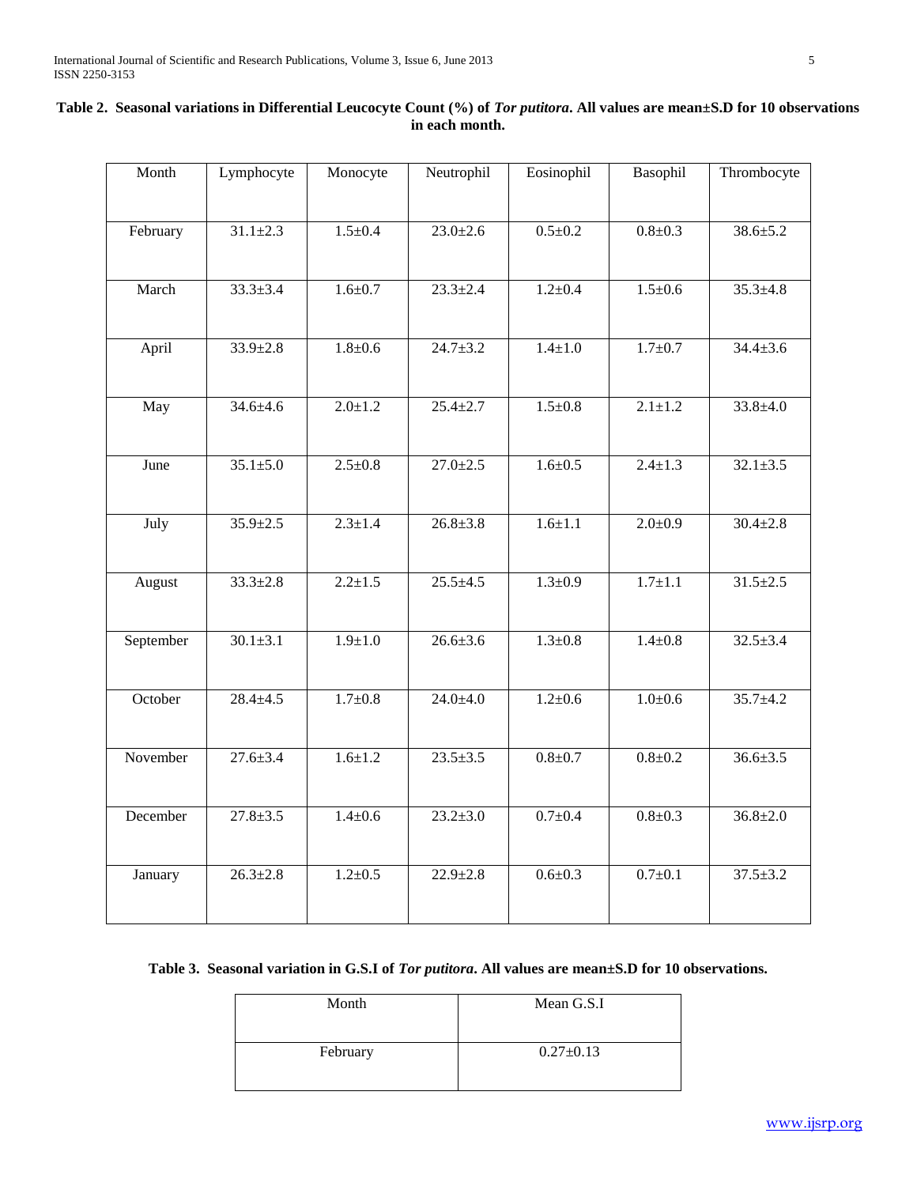**Table 2. Seasonal variations in Differential Leucocyte Count (%) of *Tor putitora*. All values are mean±S.D for 10 observations in each month.**

| Month | Lymphocyte | Monocyte | Neutrophil | Eosinophil | Basophil | Thrombocyte |
|---|---|---|---|---|---|---|
| February | 31.1±2.3 | 1.5±0.4 | 23.0±2.6 | 0.5±0.2 | 0.8±0.3 | 38.6±5.2 |
| March | 33.3±3.4 | 1.6±0.7 | 23.3±2.4 | 1.2±0.4 | 1.5±0.6 | 35.3±4.8 |
| April | 33.9±2.8 | 1.8±0.6 | 24.7±3.2 | 1.4±1.0 | 1.7±0.7 | 34.4±3.6 |
| May | 34.6±4.6 | 2.0±1.2 | 25.4±2.7 | 1.5±0.8 | 2.1±1.2 | 33.8±4.0 |
| June | 35.1±5.0 | 2.5±0.8 | 27.0±2.5 | 1.6±0.5 | 2.4±1.3 | 32.1±3.5 |
| July | 35.9±2.5 | 2.3±1.4 | 26.8±3.8 | 1.6±1.1 | 2.0±0.9 | 30.4±2.8 |
| August | 33.3±2.8 | 2.2±1.5 | 25.5±4.5 | 1.3±0.9 | 1.7±1.1 | 31.5±2.5 |
| September | 30.1±3.1 | 1.9±1.0 | 26.6±3.6 | 1.3±0.8 | 1.4±0.8 | 32.5±3.4 |
| October | 28.4±4.5 | 1.7±0.8 | 24.0±4.0 | 1.2±0.6 | 1.0±0.6 | 35.7±4.2 |
| November | 27.6±3.4 | 1.6±1.2 | 23.5±3.5 | 0.8±0.7 | 0.8±0.2 | 36.6±3.5 |
| December | 27.8±3.5 | 1.4±0.6 | 23.2±3.0 | 0.7±0.4 | 0.8±0.3 | 36.8±2.0 |
| January | 26.3±2.8 | 1.2±0.5 | 22.9±2.8 | 0.6±0.3 | 0.7±0.1 | 37.5±3.2 |

**Table 3. Seasonal variation in G.S.I of *Tor putitora*. All values are mean±S.D for 10 observations.**

| Month | Mean G.S.I |
|---|---|
| February | 0.27±0.13 |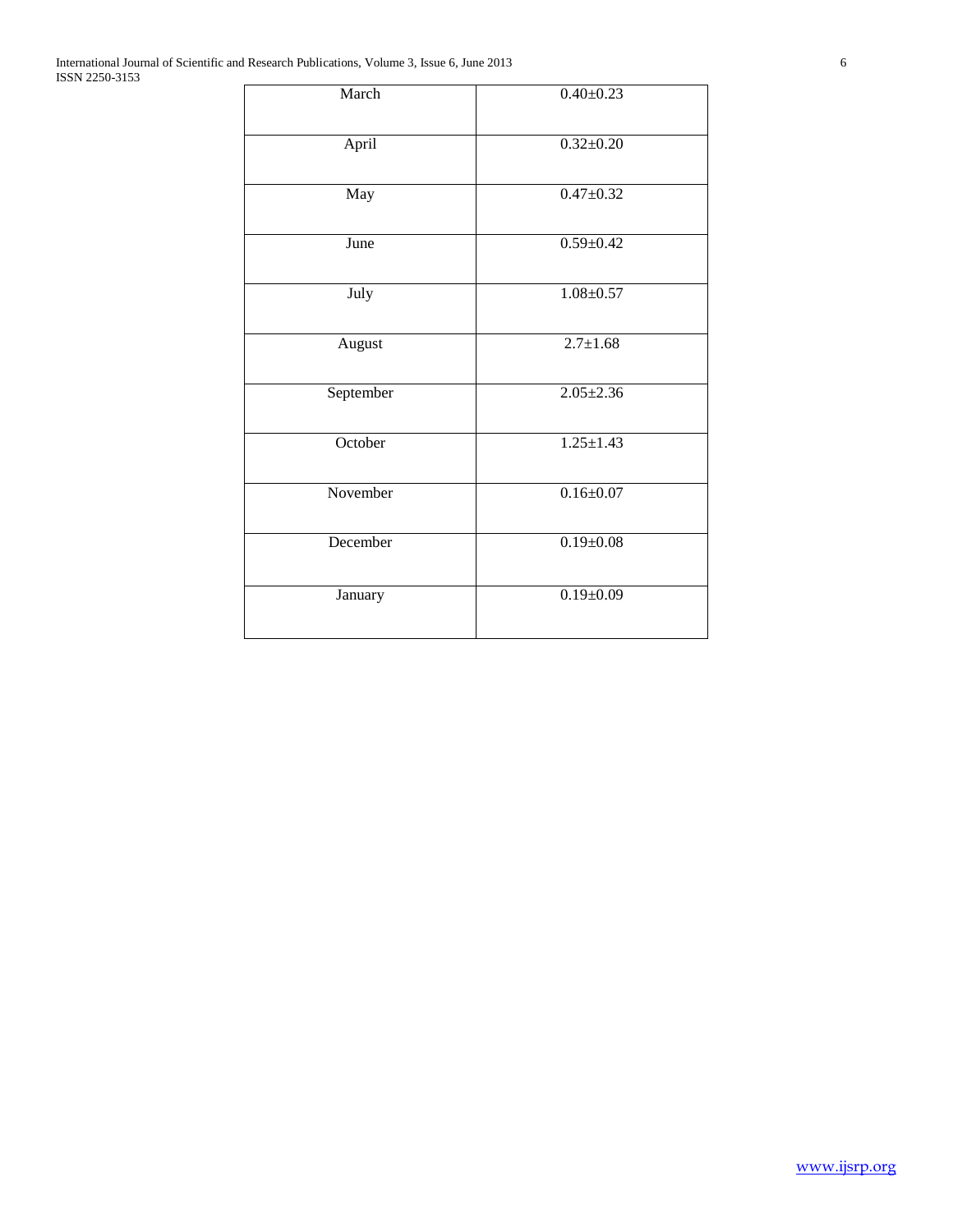| | |
|---|---|
| March | 0.40±0.23 |
| April | 0.32±0.20 |
| May | 0.47±0.32 |
| June | 0.59±0.42 |
| July | 1.08±0.57 |
| August | 2.7±1.68 |
| September | 2.05±2.36 |
| October | 1.25±1.43 |
| November | 0.16±0.07 |
| December | 0.19±0.08 |
| January | 0.19±0.09 |